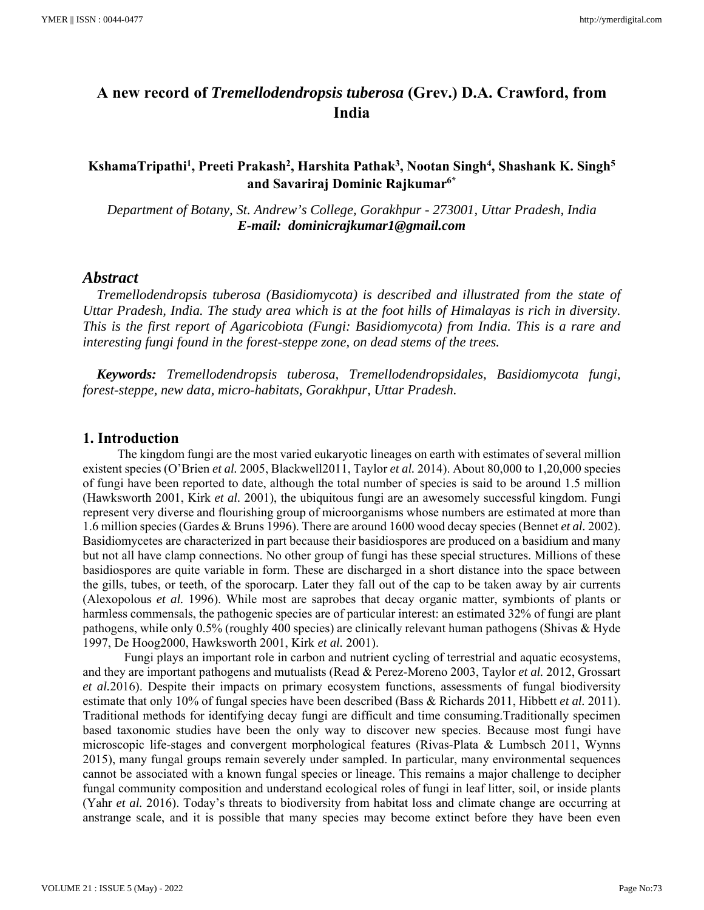# A new record of *Tremellodendropsis tuberosa* (Grev.) D.A. Crawford, from India

**KshamaTripathi[1], Preeti Prakash[2], Harshita Pathak[3], Nootan Singh[4], Shashank K. Singh[5] and Savariraj Dominic Rajkumar[6*]**

*Department of Botany, St. Andrew's College, Gorakhpur - 273001, Uttar Pradesh, India*
***E-mail: dominicrajkumar1@gmail.com***

## *Abstract*

*Tremellodendropsis tuberosa (Basidiomycota) is described and illustrated from the state of Uttar Pradesh, India. The study area which is at the foot hills of Himalayas is rich in diversity. This is the first report of Agaricobiota (Fungi: Basidiomycota) from India. This is a rare and interesting fungi found in the forest-steppe zone, on dead stems of the trees.*

***Keywords:*** *Tremellodendropsis tuberosa, Tremellodendropsidales, Basidiomycota fungi, forest-steppe, new data, micro-habitats, Gorakhpur, Uttar Pradesh.*

## 1. Introduction

The kingdom fungi are the most varied eukaryotic lineages on earth with estimates of several million existent species (O'Brien *et al.* 2005, Blackwell2011, Taylor *et al.* 2014). About 80,000 to 1,20,000 species of fungi have been reported to date, although the total number of species is said to be around 1.5 million (Hawksworth 2001, Kirk *et al.* 2001), the ubiquitous fungi are an awesomely successful kingdom. Fungi represent very diverse and flourishing group of microorganisms whose numbers are estimated at more than 1.6 million species (Gardes & Bruns 1996). There are around 1600 wood decay species (Bennet *et al.* 2002). Basidiomycetes are characterized in part because their basidiospores are produced on a basidium and many but not all have clamp connections. No other group of fungi has these special structures. Millions of these basidiospores are quite variable in form. These are discharged in a short distance into the space between the gills, tubes, or teeth, of the sporocarp. Later they fall out of the cap to be taken away by air currents (Alexopolous *et al.* 1996). While most are saprobes that decay organic matter, symbionts of plants or harmless commensals, the pathogenic species are of particular interest: an estimated 32% of fungi are plant pathogens, while only 0.5% (roughly 400 species) are clinically relevant human pathogens (Shivas & Hyde 1997, De Hoog2000, Hawksworth 2001, Kirk *et al.* 2001).

Fungi plays an important role in carbon and nutrient cycling of terrestrial and aquatic ecosystems, and they are important pathogens and mutualists (Read & Perez-Moreno 2003, Taylor *et al.* 2012, Grossart *et al.*2016). Despite their impacts on primary ecosystem functions, assessments of fungal biodiversity estimate that only 10% of fungal species have been described (Bass & Richards 2011, Hibbett *et al.* 2011). Traditional methods for identifying decay fungi are difficult and time consuming.Traditionally specimen based taxonomic studies have been the only way to discover new species. Because most fungi have microscopic life-stages and convergent morphological features (Rivas-Plata & Lumbsch 2011, Wynns 2015), many fungal groups remain severely under sampled. In particular, many environmental sequences cannot be associated with a known fungal species or lineage. This remains a major challenge to decipher fungal community composition and understand ecological roles of fungi in leaf litter, soil, or inside plants (Yahr *et al.* 2016). Today's threats to biodiversity from habitat loss and climate change are occurring at anstrange scale, and it is possible that many species may become extinct before they have been even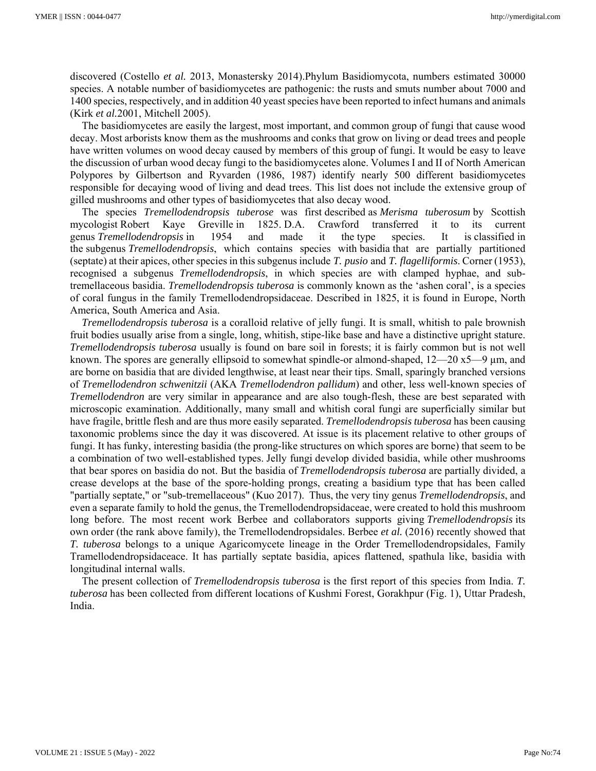discovered (Costello *et al.* 2013, Monastersky 2014).Phylum Basidiomycota, numbers estimated 30000 species. A notable number of basidiomycetes are pathogenic: the rusts and smuts number about 7000 and 1400 species, respectively, and in addition 40 yeast species have been reported to infect humans and animals (Kirk *et al.*2001, Mitchell 2005).

The basidiomycetes are easily the largest, most important, and common group of fungi that cause wood decay. Most arborists know them as the mushrooms and conks that grow on living or dead trees and people have written volumes on wood decay caused by members of this group of fungi. It would be easy to leave the discussion of urban wood decay fungi to the basidiomycetes alone. Volumes I and II of North American Polypores by Gilbertson and Ryvarden (1986, 1987) identify nearly 500 different basidiomycetes responsible for decaying wood of living and dead trees. This list does not include the extensive group of gilled mushrooms and other types of basidiomycetes that also decay wood.

The species *Tremellodendropsis tuberose* was first described as *Merisma tuberosum* by Scottish mycologist Robert Kaye Greville in 1825. D.A. Crawford transferred it to its current genus *Tremellodendropsis* in 1954 and made it the type species. It is classified in the subgenus *Tremellodendropsis*, which contains species with basidia that are partially partitioned (septate) at their apices, other species in this subgenus include *T. pusio* and *T. flagelliformis*. Corner (1953), recognised a subgenus *Tremellodendropsis*, in which species are with clamped hyphae, and sub-tremellaceous basidia. *Tremellodendropsis tuberosa* is commonly known as the 'ashen coral', is a species of coral fungus in the family Tremellodendropsidaceae. Described in 1825, it is found in Europe, North America, South America and Asia.

*Tremellodendropsis tuberosa* is a coralloid relative of jelly fungi. It is small, whitish to pale brownish fruit bodies usually arise from a single, long, whitish, stipe-like base and have a distinctive upright stature. *Tremellodendropsis tuberosa* usually is found on bare soil in forests; it is fairly common but is not well known. The spores are generally ellipsoid to somewhat spindle-or almond-shaped, 12—20 x5—9 µm, and are borne on basidia that are divided lengthwise, at least near their tips. Small, sparingly branched versions of *Tremellodendron schwenitzii* (AKA *Tremellodendron pallidum*) and other, less well-known species of *Tremellodendron* are very similar in appearance and are also tough-flesh, these are best separated with microscopic examination. Additionally, many small and whitish coral fungi are superficially similar but have fragile, brittle flesh and are thus more easily separated. *Tremellodendropsis tuberosa* has been causing taxonomic problems since the day it was discovered. At issue is its placement relative to other groups of fungi. It has funky, interesting basidia (the prong-like structures on which spores are borne) that seem to be a combination of two well-established types. Jelly fungi develop divided basidia, while other mushrooms that bear spores on basidia do not. But the basidia of *Tremellodendropsis tuberosa* are partially divided, a crease develops at the base of the spore-holding prongs, creating a basidium type that has been called "partially septate," or "sub-tremellaceous" (Kuo 2017). Thus, the very tiny genus *Tremellodendropsis*, and even a separate family to hold the genus, the Tremellodendropsidaceae, were created to hold this mushroom long before. The most recent work Berbee and collaborators supports giving *Tremellodendropsis* its own order (the rank above family), the Tremellodendropsidales. Berbee *et al.* (2016) recently showed that *T. tuberosa* belongs to a unique Agaricomycete lineage in the Order Tremellodendropsidales, Family Tramellodendropsidaceace. It has partially septate basidia, apices flattened, spathula like, basidia with longitudinal internal walls.

The present collection of *Tremellodendropsis tuberosa* is the first report of this species from India. *T. tuberosa* has been collected from different locations of Kushmi Forest, Gorakhpur (Fig. 1), Uttar Pradesh, India.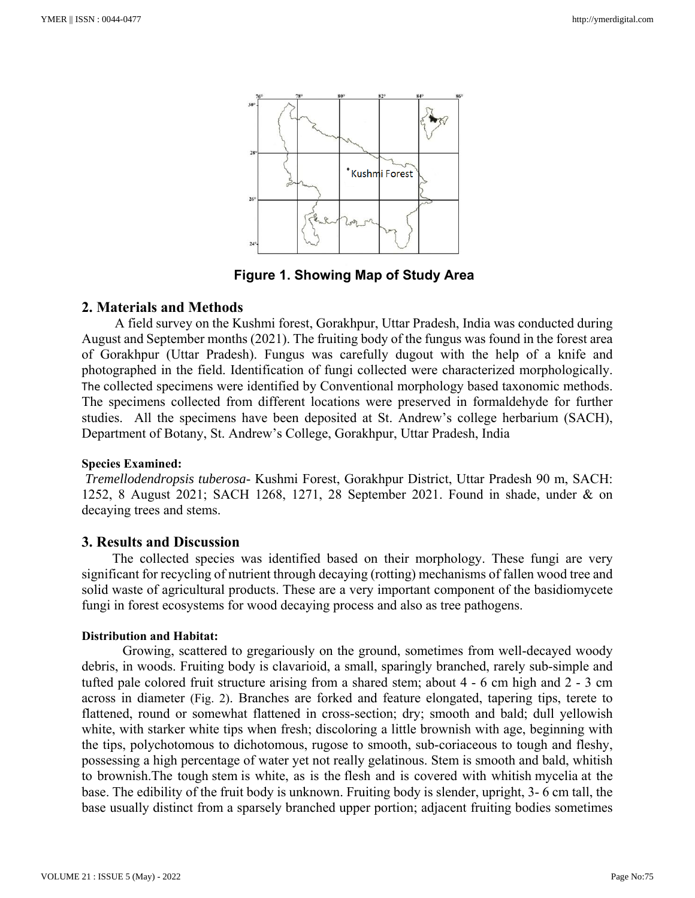Figure 1. Showing Map of Study Area

## 2. Materials and Methods

A field survey on the Kushmi forest, Gorakhpur, Uttar Pradesh, India was conducted during August and September months (2021). The fruiting body of the fungus was found in the forest area of Gorakhpur (Uttar Pradesh). Fungus was carefully dugout with the help of a knife and photographed in the field. Identification of fungi collected were characterized morphologically. The collected specimens were identified by Conventional morphology based taxonomic methods. The specimens collected from different locations were preserved in formaldehyde for further studies. All the specimens have been deposited at St. Andrew's college herbarium (SACH), Department of Botany, St. Andrew's College, Gorakhpur, Uttar Pradesh, India

**Species Examined:**

*Tremellodendropsis tuberosa*- Kushmi Forest, Gorakhpur District, Uttar Pradesh 90 m, SACH: 1252, 8 August 2021; SACH 1268, 1271, 28 September 2021. Found in shade, under & on decaying trees and stems.

## 3. Results and Discussion

The collected species was identified based on their morphology. These fungi are very significant for recycling of nutrient through decaying (rotting) mechanisms of fallen wood tree and solid waste of agricultural products. These are a very important component of the basidiomycete fungi in forest ecosystems for wood decaying process and also as tree pathogens.

**Distribution and Habitat:**

Growing, scattered to gregariously on the ground, sometimes from well-decayed woody debris, in woods. Fruiting body is clavarioid, a small, sparingly branched, rarely sub-simple and tufted pale colored fruit structure arising from a shared stem; about 4 - 6 cm high and 2 - 3 cm across in diameter (Fig. 2). Branches are forked and feature elongated, tapering tips, terete to flattened, round or somewhat flattened in cross-section; dry; smooth and bald; dull yellowish white, with starker white tips when fresh; discoloring a little brownish with age, beginning with the tips, polychotomous to dichotomous, rugose to smooth, sub-coriaceous to tough and fleshy, possessing a high percentage of water yet not really gelatinous. Stem is smooth and bald, whitish to brownish.The tough stem is white, as is the flesh and is covered with whitish mycelia at the base. The edibility of the fruit body is unknown. Fruiting body is slender, upright, 3- 6 cm tall, the base usually distinct from a sparsely branched upper portion; adjacent fruiting bodies sometimes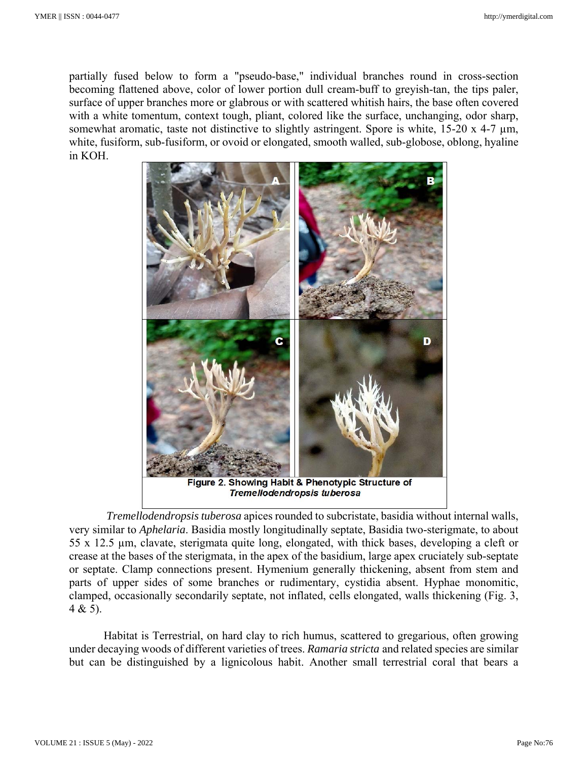partially fused below to form a "pseudo-base," individual branches round in cross-section becoming flattened above, color of lower portion dull cream-buff to greyish-tan, the tips paler, surface of upper branches more or glabrous or with scattered whitish hairs, the base often covered with a white tomentum, context tough, pliant, colored like the surface, unchanging, odor sharp, somewhat aromatic, taste not distinctive to slightly astringent. Spore is white, 15-20 x 4-7 µm, white, fusiform, sub-fusiform, or ovoid or elongated, smooth walled, sub-globose, oblong, hyaline in KOH.

**Figure 2. Showing Habit & Phenotypic Structure of *Tremellodendropsis tuberosa***

*Tremellodendropsis tuberosa* apices rounded to subcristate, basidia without internal walls, very similar to *Aphelaria*. Basidia mostly longitudinally septate, Basidia two-sterigmate, to about 55 x 12.5 µm, clavate, sterigmata quite long, elongated, with thick bases, developing a cleft or crease at the bases of the sterigmata, in the apex of the basidium, large apex cruciately sub-septate or septate. Clamp connections present. Hymenium generally thickening, absent from stem and parts of upper sides of some branches or rudimentary, cystidia absent. Hyphae monomitic, clamped, occasionally secondarily septate, not inflated, cells elongated, walls thickening (Fig. 3, 4 & 5).

Habitat is Terrestrial, on hard clay to rich humus, scattered to gregarious, often growing under decaying woods of different varieties of trees. *Ramaria stricta* and related species are similar but can be distinguished by a lignicolous habit. Another small terrestrial coral that bears a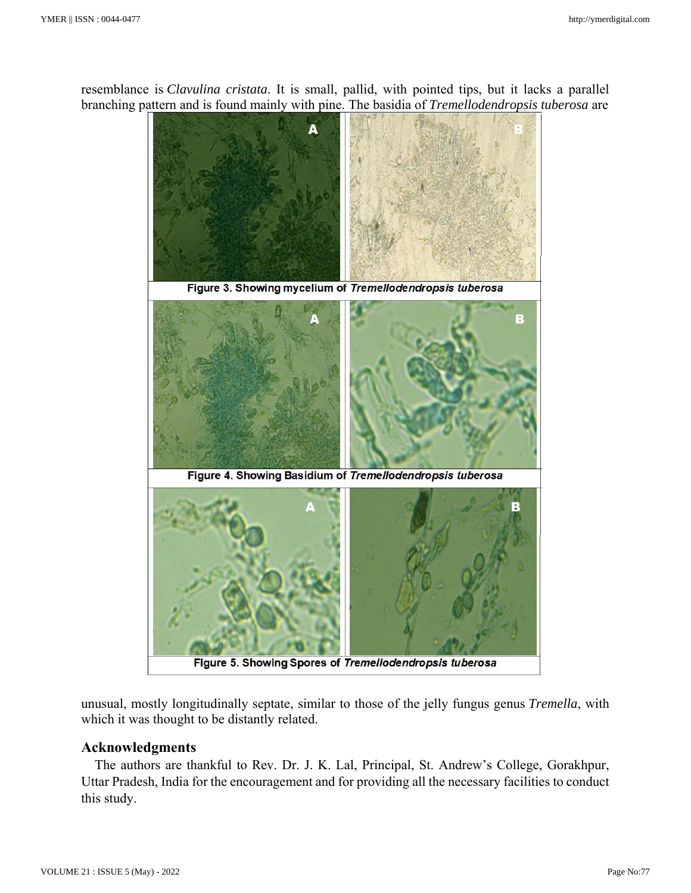resemblance is *Clavulina cristata*. It is small, pallid, with pointed tips, but it lacks a parallel branching pattern and is found mainly with pine. The basidia of *Tremellodendropsis tuberosa* are

**Figure 3. Showing mycelium of *Tremellodendropsis tuberosa***

**Figure 4. Showing Basidium of *Tremellodendropsis tuberosa***

**Figure 5. Showing Spores of *Tremellodendropsis tuberosa***

unusual, mostly longitudinally septate, similar to those of the jelly fungus genus *Tremella*, with which it was thought to be distantly related.

## Acknowledgments

The authors are thankful to Rev. Dr. J. K. Lal, Principal, St. Andrew's College, Gorakhpur, Uttar Pradesh, India for the encouragement and for providing all the necessary facilities to conduct this study.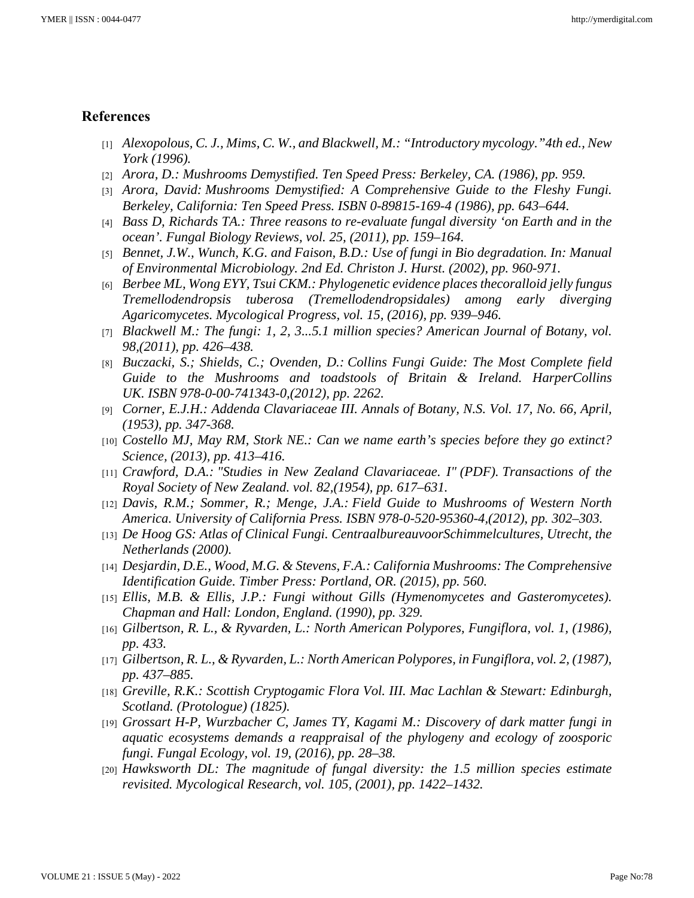## References

[1] *Alexopolous, C. J., Mims, C. W., and Blackwell, M.: "Introductory mycology."4th ed., New York (1996).*

[2] *Arora, D.: Mushrooms Demystified. Ten Speed Press: Berkeley, CA. (1986), pp. 959.*

[3] *Arora, David: Mushrooms Demystified: A Comprehensive Guide to the Fleshy Fungi. Berkeley, California: Ten Speed Press. ISBN 0-89815-169-4 (1986), pp. 643–644.*

[4] *Bass D, Richards TA.: Three reasons to re-evaluate fungal diversity 'on Earth and in the ocean'. Fungal Biology Reviews, vol. 25, (2011), pp. 159–164.*

[5] *Bennet, J.W., Wunch, K.G. and Faison, B.D.: Use of fungi in Bio degradation. In: Manual of Environmental Microbiology. 2nd Ed. Christon J. Hurst. (2002), pp. 960-971.*

[6] *Berbee ML, Wong EYY, Tsui CKM.: Phylogenetic evidence places thecoralloid jelly fungus Tremellodendropsis tuberosa (Tremellodendropsidales) among early diverging Agaricomycetes. Mycological Progress, vol. 15, (2016), pp. 939–946.*

[7] *Blackwell M.: The fungi: 1, 2, 3...5.1 million species? American Journal of Botany, vol. 98,(2011), pp. 426–438.*

[8] *Buczacki, S.; Shields, C.; Ovenden, D.: Collins Fungi Guide: The Most Complete field Guide to the Mushrooms and toadstools of Britain & Ireland. HarperCollins UK. ISBN 978-0-00-741343-0,(2012), pp. 2262.*

[9] *Corner, E.J.H.: Addenda Clavariaceae III. Annals of Botany, N.S. Vol. 17, No. 66, April, (1953), pp. 347-368.*

[10] *Costello MJ, May RM, Stork NE.: Can we name earth's species before they go extinct? Science, (2013), pp. 413–416.*

[11] *Crawford, D.A.: "Studies in New Zealand Clavariaceae. I" (PDF). Transactions of the Royal Society of New Zealand. vol. 82,(1954), pp. 617–631.*

[12] *Davis, R.M.; Sommer, R.; Menge, J.A.: Field Guide to Mushrooms of Western North America. University of California Press. ISBN 978-0-520-95360-4,(2012), pp. 302–303.*

[13] *De Hoog GS: Atlas of Clinical Fungi. CentraalbureauvoorSchimmelcultures, Utrecht, the Netherlands (2000).*

[14] *Desjardin, D.E., Wood, M.G. & Stevens, F.A.: California Mushrooms: The Comprehensive Identification Guide. Timber Press: Portland, OR. (2015), pp. 560.*

[15] *Ellis, M.B. & Ellis, J.P.: Fungi without Gills (Hymenomycetes and Gasteromycetes). Chapman and Hall: London, England. (1990), pp. 329.*

[16] *Gilbertson, R. L., & Ryvarden, L.: North American Polypores, Fungiflora, vol. 1, (1986), pp. 433.*

[17] *Gilbertson, R. L., & Ryvarden, L.: North American Polypores, in Fungiflora, vol. 2, (1987), pp. 437–885.*

[18] *Greville, R.K.: Scottish Cryptogamic Flora Vol. III. Mac Lachlan & Stewart: Edinburgh, Scotland. (Protologue) (1825).*

[19] *Grossart H-P, Wurzbacher C, James TY, Kagami M.: Discovery of dark matter fungi in aquatic ecosystems demands a reappraisal of the phylogeny and ecology of zoosporic fungi. Fungal Ecology, vol. 19, (2016), pp. 28–38.*

[20] *Hawksworth DL: The magnitude of fungal diversity: the 1.5 million species estimate revisited. Mycological Research, vol. 105, (2001), pp. 1422–1432.*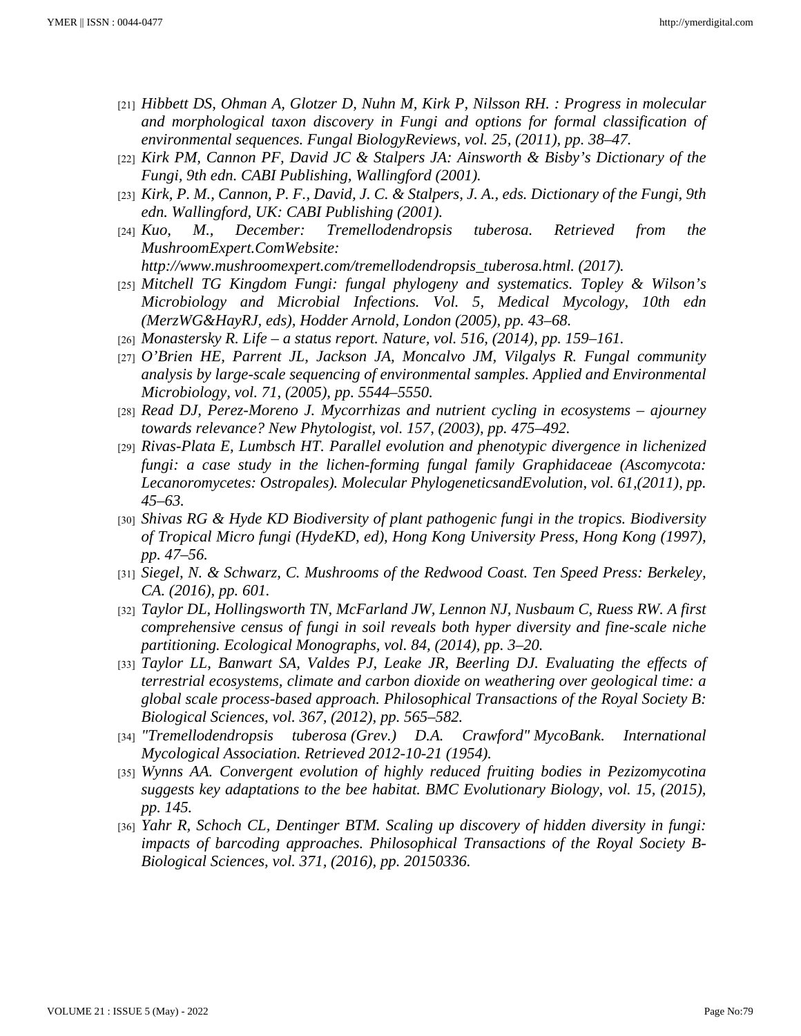[21] *Hibbett DS, Ohman A, Glotzer D, Nuhn M, Kirk P, Nilsson RH. : Progress in molecular and morphological taxon discovery in Fungi and options for formal classification of environmental sequences. Fungal BiologyReviews, vol. 25, (2011), pp. 38–47.*

[22] *Kirk PM, Cannon PF, David JC & Stalpers JA: Ainsworth & Bisby's Dictionary of the Fungi, 9th edn. CABI Publishing, Wallingford (2001).*

[23] *Kirk, P. M., Cannon, P. F., David, J. C. & Stalpers, J. A., eds. Dictionary of the Fungi, 9th edn. Wallingford, UK: CABI Publishing (2001).*

[24] *Kuo, M., December: Tremellodendropsis tuberosa. Retrieved from the MushroomExpert.ComWebsite: http://www.mushroomexpert.com/tremellodendropsis_tuberosa.html. (2017).*

[25] *Mitchell TG Kingdom Fungi: fungal phylogeny and systematics. Topley & Wilson's Microbiology and Microbial Infections. Vol. 5, Medical Mycology, 10th edn (MerzWG&HayRJ, eds), Hodder Arnold, London (2005), pp. 43–68.*

[26] *Monastersky R. Life – a status report. Nature, vol. 516, (2014), pp. 159–161.*

[27] *O'Brien HE, Parrent JL, Jackson JA, Moncalvo JM, Vilgalys R. Fungal community analysis by large-scale sequencing of environmental samples. Applied and Environmental Microbiology, vol. 71, (2005), pp. 5544–5550.*

[28] *Read DJ, Perez-Moreno J. Mycorrhizas and nutrient cycling in ecosystems – ajourney towards relevance? New Phytologist, vol. 157, (2003), pp. 475–492.*

[29] *Rivas-Plata E, Lumbsch HT. Parallel evolution and phenotypic divergence in lichenized fungi: a case study in the lichen-forming fungal family Graphidaceae (Ascomycota: Lecanoromycetes: Ostropales). Molecular PhylogeneticsandEvolution, vol. 61,(2011), pp. 45–63.*

[30] *Shivas RG & Hyde KD Biodiversity of plant pathogenic fungi in the tropics. Biodiversity of Tropical Micro fungi (HydeKD, ed), Hong Kong University Press, Hong Kong (1997), pp. 47–56.*

[31] *Siegel, N. & Schwarz, C. Mushrooms of the Redwood Coast. Ten Speed Press: Berkeley, CA. (2016), pp. 601.*

[32] *Taylor DL, Hollingsworth TN, McFarland JW, Lennon NJ, Nusbaum C, Ruess RW. A first comprehensive census of fungi in soil reveals both hyper diversity and fine-scale niche partitioning. Ecological Monographs, vol. 84, (2014), pp. 3–20.*

[33] *Taylor LL, Banwart SA, Valdes PJ, Leake JR, Beerling DJ. Evaluating the effects of terrestrial ecosystems, climate and carbon dioxide on weathering over geological time: a global scale process-based approach. Philosophical Transactions of the Royal Society B: Biological Sciences, vol. 367, (2012), pp. 565–582.*

[34] *"Tremellodendropsis tuberosa (Grev.) D.A. Crawford" MycoBank. International Mycological Association. Retrieved 2012-10-21 (1954).*

[35] *Wynns AA. Convergent evolution of highly reduced fruiting bodies in Pezizomycotina suggests key adaptations to the bee habitat. BMC Evolutionary Biology, vol. 15, (2015), pp. 145.*

[36] *Yahr R, Schoch CL, Dentinger BTM. Scaling up discovery of hidden diversity in fungi: impacts of barcoding approaches. Philosophical Transactions of the Royal Society B-Biological Sciences, vol. 371, (2016), pp. 20150336.*